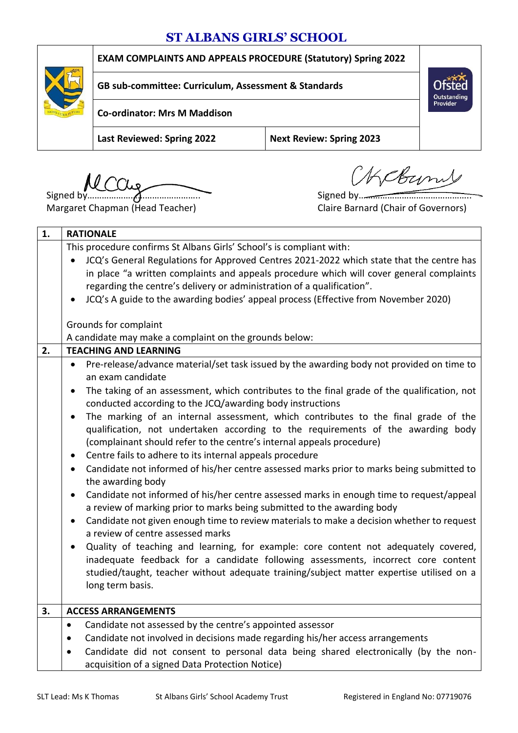# ST ALBANS GIRLS' SCHOOL

| | | |
|---|---|---|
| **EXAM COMPLAINTS AND APPEALS PROCEDURE (Statutory) Spring 2022** | | |
| **GB sub-committee: Curriculum, Assessment & Standards** | | |
| **Co-ordinator: Mrs M Maddison** | | |
| **Last Reviewed: Spring 2022** | **Next Review: Spring 2023** | |

Signed by………………………………………..
Margaret Chapman (Head Teacher)

Signed by…………………………………………
Claire Barnard (Chair of Governors)

| 1. | RATIONALE |
|---|---|
| | This procedure confirms St Albans Girls' School's is compliant with:<br>• JCQ's General Regulations for Approved Centres 2021-2022 which state that the centre has in place "a written complaints and appeals procedure which will cover general complaints regarding the centre's delivery or administration of a qualification".<br>• JCQ's A guide to the awarding bodies' appeal process (Effective from November 2020)<br><br>Grounds for complaint<br>A candidate may make a complaint on the grounds below: |
| **2.** | **TEACHING AND LEARNING** |
| | • Pre-release/advance material/set task issued by the awarding body not provided on time to an exam candidate<br>• The taking of an assessment, which contributes to the final grade of the qualification, not conducted according to the JCQ/awarding body instructions<br>• The marking of an internal assessment, which contributes to the final grade of the qualification, not undertaken according to the requirements of the awarding body (complainant should refer to the centre's internal appeals procedure)<br>• Centre fails to adhere to its internal appeals procedure<br>• Candidate not informed of his/her centre assessed marks prior to marks being submitted to the awarding body<br>• Candidate not informed of his/her centre assessed marks in enough time to request/appeal a review of marking prior to marks being submitted to the awarding body<br>• Candidate not given enough time to review materials to make a decision whether to request a review of centre assessed marks<br>• Quality of teaching and learning, for example: core content not adequately covered, inadequate feedback for a candidate following assessments, incorrect core content studied/taught, teacher without adequate training/subject matter expertise utilised on a long term basis. |
| **3.** | **ACCESS ARRANGEMENTS** |
| | • Candidate not assessed by the centre's appointed assessor<br>• Candidate not involved in decisions made regarding his/her access arrangements<br>• Candidate did not consent to personal data being shared electronically (by the non-acquisition of a signed Data Protection Notice) |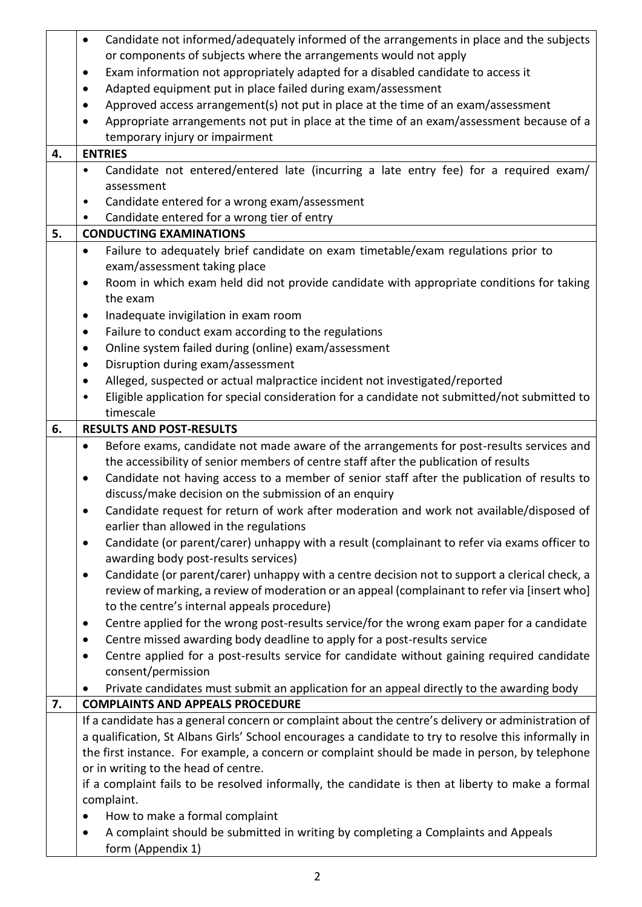| | |
|---|---|
| | • Candidate not informed/adequately informed of the arrangements in place and the subjects or components of subjects where the arrangements would not apply<br>• Exam information not appropriately adapted for a disabled candidate to access it<br>• Adapted equipment put in place failed during exam/assessment<br>• Approved access arrangement(s) not put in place at the time of an exam/assessment<br>• Appropriate arrangements not put in place at the time of an exam/assessment because of a temporary injury or impairment |
| **4.** | **ENTRIES** |
| | • Candidate not entered/entered late (incurring a late entry fee) for a required exam/ assessment<br>• Candidate entered for a wrong exam/assessment<br>• Candidate entered for a wrong tier of entry |
| **5.** | **CONDUCTING EXAMINATIONS** |
| | • Failure to adequately brief candidate on exam timetable/exam regulations prior to exam/assessment taking place<br>• Room in which exam held did not provide candidate with appropriate conditions for taking the exam<br>• Inadequate invigilation in exam room<br>• Failure to conduct exam according to the regulations<br>• Online system failed during (online) exam/assessment<br>• Disruption during exam/assessment<br>• Alleged, suspected or actual malpractice incident not investigated/reported<br>• Eligible application for special consideration for a candidate not submitted/not submitted to timescale |
| **6.** | **RESULTS AND POST-RESULTS** |
| | • Before exams, candidate not made aware of the arrangements for post-results services and the accessibility of senior members of centre staff after the publication of results<br>• Candidate not having access to a member of senior staff after the publication of results to discuss/make decision on the submission of an enquiry<br>• Candidate request for return of work after moderation and work not available/disposed of earlier than allowed in the regulations<br>• Candidate (or parent/carer) unhappy with a result (complainant to refer via exams officer to awarding body post-results services)<br>• Candidate (or parent/carer) unhappy with a centre decision not to support a clerical check, a review of marking, a review of moderation or an appeal (complainant to refer via [insert who] to the centre's internal appeals procedure)<br>• Centre applied for the wrong post-results service/for the wrong exam paper for a candidate<br>• Centre missed awarding body deadline to apply for a post-results service<br>• Centre applied for a post-results service for candidate without gaining required candidate consent/permission<br>• Private candidates must submit an application for an appeal directly to the awarding body |
| **7.** | **COMPLAINTS AND APPEALS PROCEDURE** |
| | If a candidate has a general concern or complaint about the centre's delivery or administration of a qualification, St Albans Girls' School encourages a candidate to try to resolve this informally in the first instance. For example, a concern or complaint should be made in person, by telephone or in writing to the head of centre.<br>if a complaint fails to be resolved informally, the candidate is then at liberty to make a formal complaint.<br>• How to make a formal complaint<br>• A complaint should be submitted in writing by completing a Complaints and Appeals form (Appendix 1) |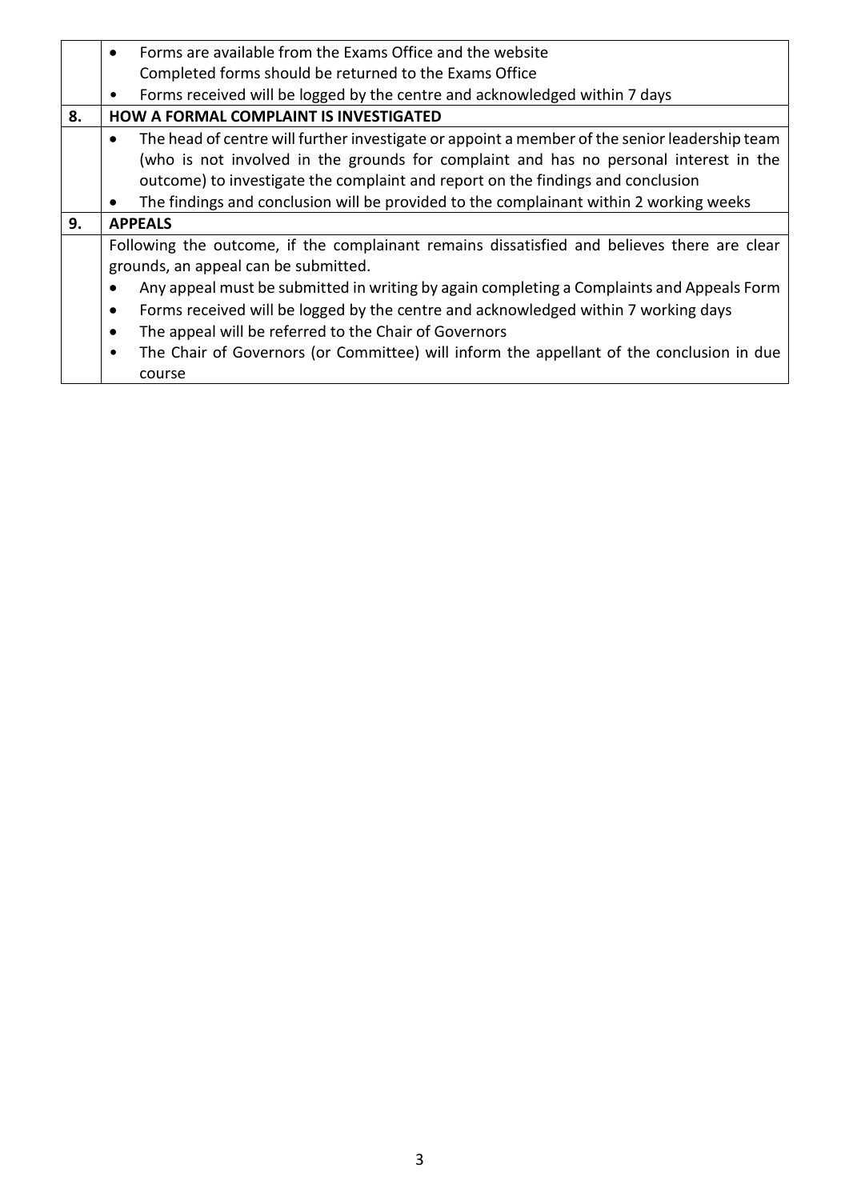| | |
|---|---|
| | • Forms are available from the Exams Office and the website<br>Completed forms should be returned to the Exams Office<br>• Forms received will be logged by the centre and acknowledged within 7 days |
| **8.** | **HOW A FORMAL COMPLAINT IS INVESTIGATED** |
| | • The head of centre will further investigate or appoint a member of the senior leadership team (who is not involved in the grounds for complaint and has no personal interest in the outcome) to investigate the complaint and report on the findings and conclusion<br>• The findings and conclusion will be provided to the complainant within 2 working weeks |
| **9.** | **APPEALS** |
| | Following the outcome, if the complainant remains dissatisfied and believes there are clear grounds, an appeal can be submitted.<br>• Any appeal must be submitted in writing by again completing a Complaints and Appeals Form<br>• Forms received will be logged by the centre and acknowledged within 7 working days<br>• The appeal will be referred to the Chair of Governors<br>• The Chair of Governors (or Committee) will inform the appellant of the conclusion in due course |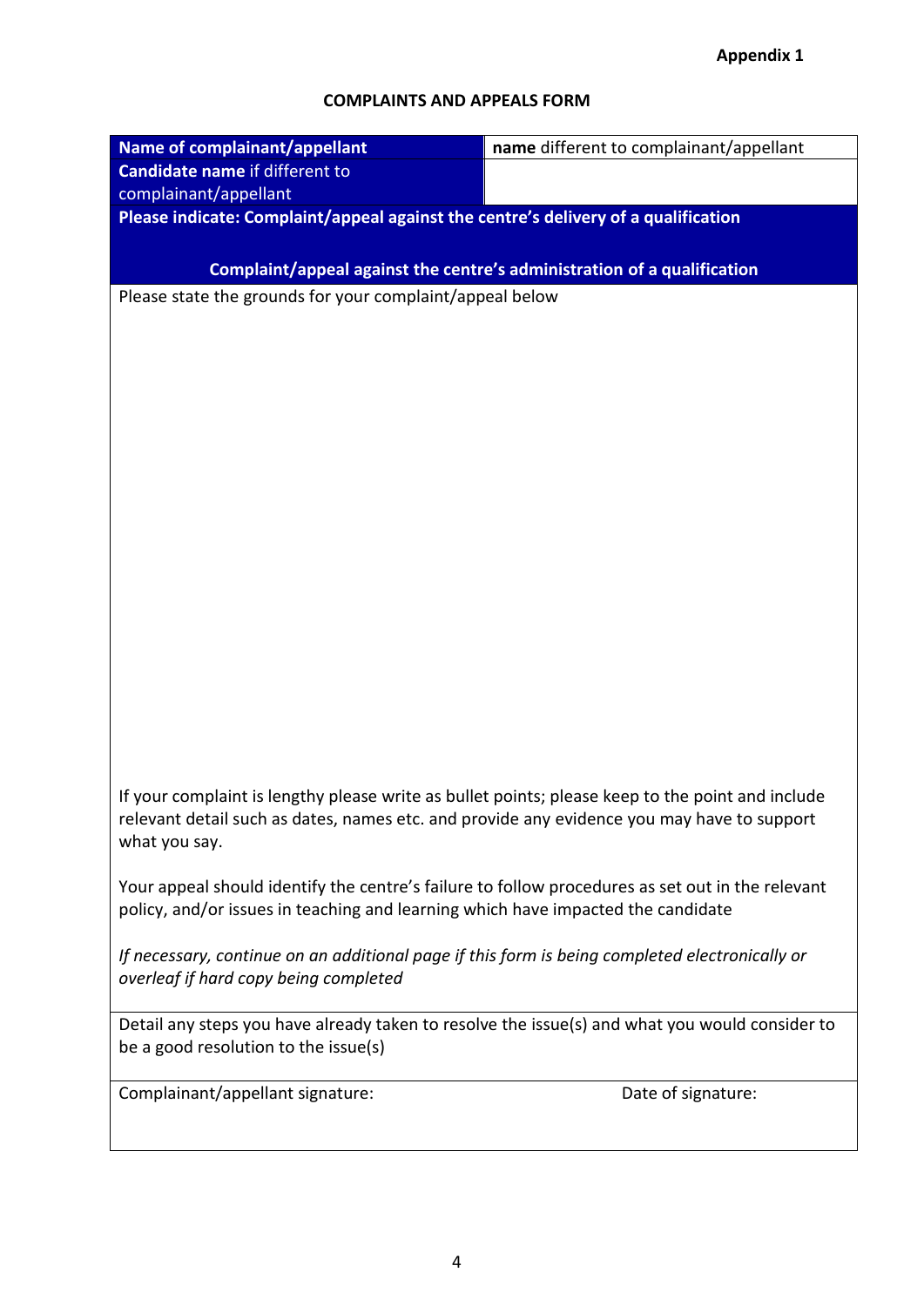Appendix 1

## COMPLAINTS AND APPEALS FORM

| **Name of complainant/appellant** | **name** different to complainant/appellant |
|---|---|
| **Candidate name** if different to complainant/appellant | |
| **Please indicate: Complaint/appeal against the centre's delivery of a qualification** | |
| **Complaint/appeal against the centre's administration of a qualification** | |
| Please state the grounds for your complaint/appeal below<br><br>If your complaint is lengthy please write as bullet points; please keep to the point and include relevant detail such as dates, names etc. and provide any evidence you may have to support what you say.<br><br>Your appeal should identify the centre's failure to follow procedures as set out in the relevant policy, and/or issues in teaching and learning which have impacted the candidate<br><br>*If necessary, continue on an additional page if this form is being completed electronically or overleaf if hard copy being completed* | |
| Detail any steps you have already taken to resolve the issue(s) and what you would consider to be a good resolution to the issue(s) | |
| Complainant/appellant signature: | Date of signature: |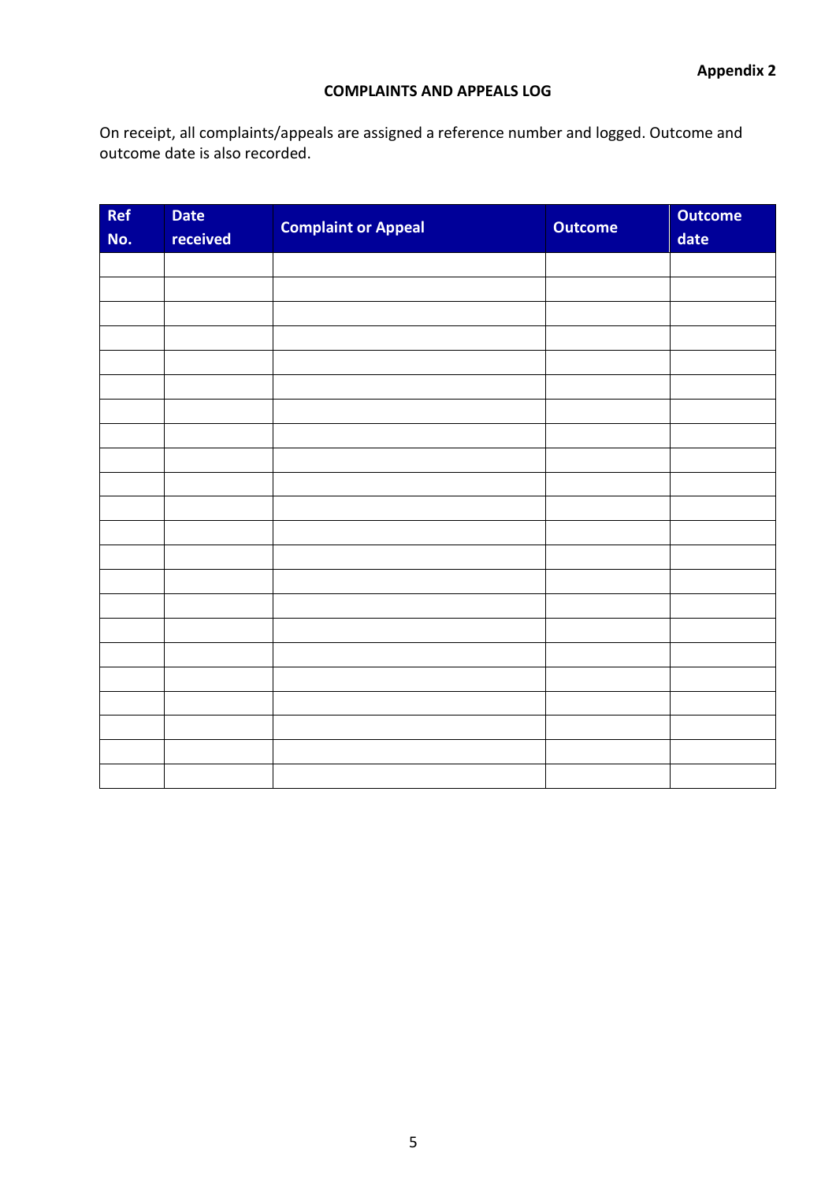**Appendix 2**

## COMPLAINTS AND APPEALS LOG

On receipt, all complaints/appeals are assigned a reference number and logged. Outcome and outcome date is also recorded.

| Ref No. | Date received | Complaint or Appeal | Outcome | Outcome date |
|---|---|---|---|---|
| | | | | |
| | | | | |
| | | | | |
| | | | | |
| | | | | |
| | | | | |
| | | | | |
| | | | | |
| | | | | |
| | | | | |
| | | | | |
| | | | | |
| | | | | |
| | | | | |
| | | | | |
| | | | | |
| | | | | |
| | | | | |
| | | | | |
| | | | | |
| | | | | |
| | | | | |